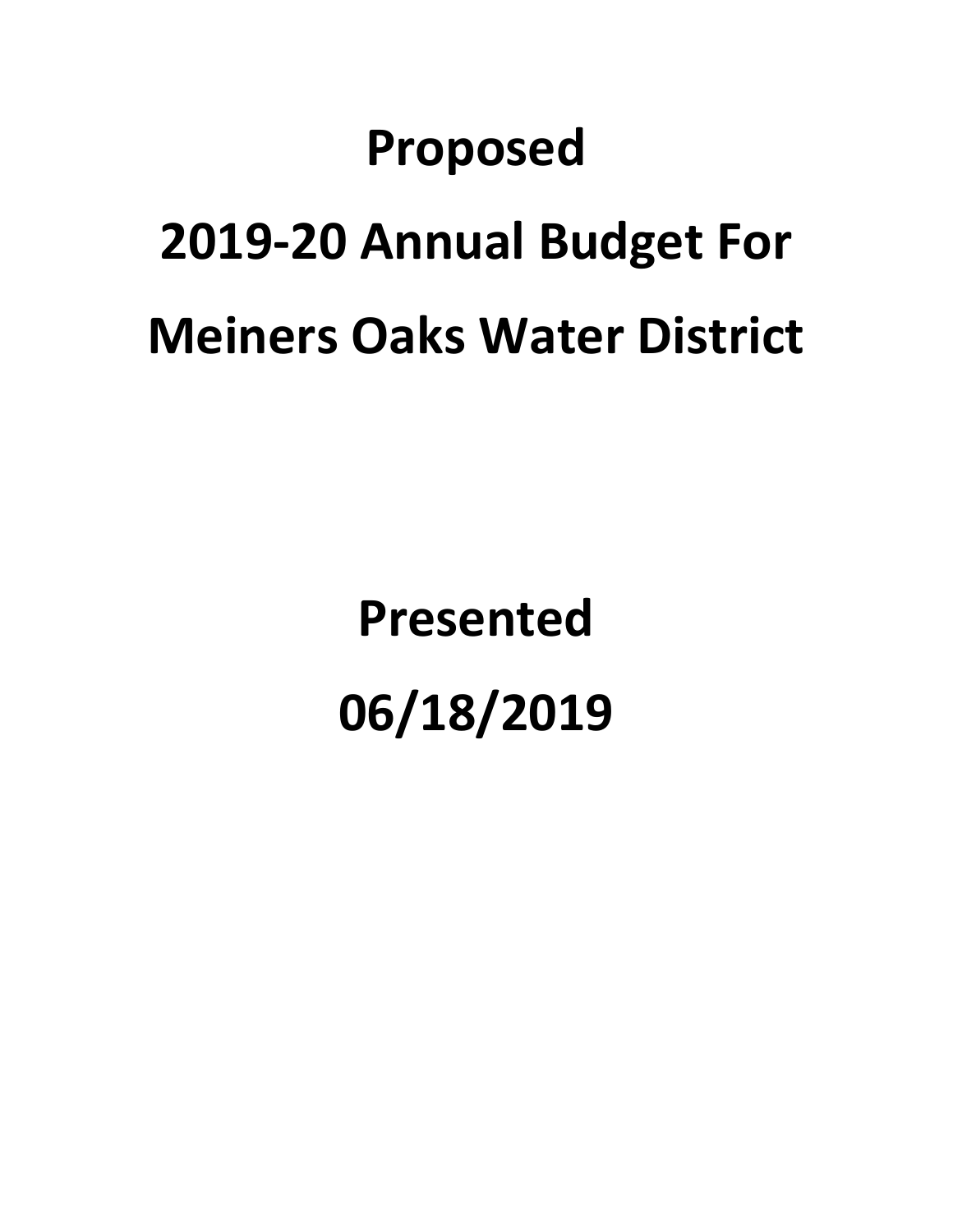# Proposed

# 2019-20 Annual Budget For

# Meiners Oaks Water District

# Presented

# 06/18/2019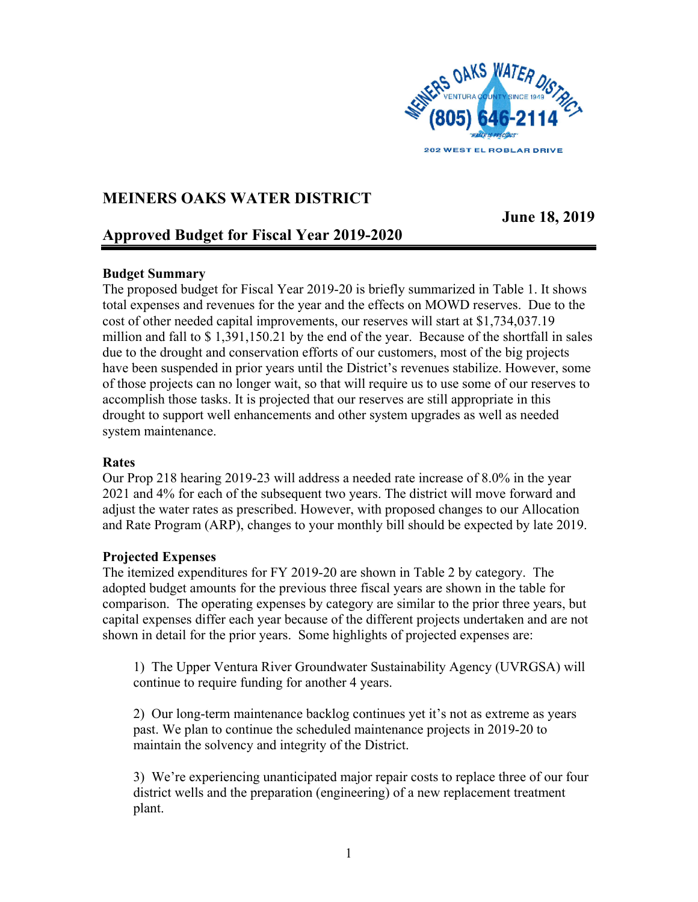## MEINERS OAKS WATER DISTRICT

**June 18, 2019**

## Approved Budget for Fiscal Year 2019-2020

**Budget Summary**

The proposed budget for Fiscal Year 2019-20 is briefly summarized in Table 1. It shows total expenses and revenues for the year and the effects on MOWD reserves. Due to the cost of other needed capital improvements, our reserves will start at $1,734,037.19 million and fall to $ 1,391,150.21 by the end of the year. Because of the shortfall in sales due to the drought and conservation efforts of our customers, most of the big projects have been suspended in prior years until the District's revenues stabilize. However, some of those projects can no longer wait, so that will require us to use some of our reserves to accomplish those tasks. It is projected that our reserves are still appropriate in this drought to support well enhancements and other system upgrades as well as needed system maintenance.

**Rates**

Our Prop 218 hearing 2019-23 will address a needed rate increase of 8.0% in the year 2021 and 4% for each of the subsequent two years. The district will move forward and adjust the water rates as prescribed. However, with proposed changes to our Allocation and Rate Program (ARP), changes to your monthly bill should be expected by late 2019.

**Projected Expenses**

The itemized expenditures for FY 2019-20 are shown in Table 2 by category. The adopted budget amounts for the previous three fiscal years are shown in the table for comparison. The operating expenses by category are similar to the prior three years, but capital expenses differ each year because of the different projects undertaken and are not shown in detail for the prior years. Some highlights of projected expenses are:

1) The Upper Ventura River Groundwater Sustainability Agency (UVRGSA) will continue to require funding for another 4 years.

2) Our long-term maintenance backlog continues yet it's not as extreme as years past. We plan to continue the scheduled maintenance projects in 2019-20 to maintain the solvency and integrity of the District.

3) We're experiencing unanticipated major repair costs to replace three of our four district wells and the preparation (engineering) of a new replacement treatment plant.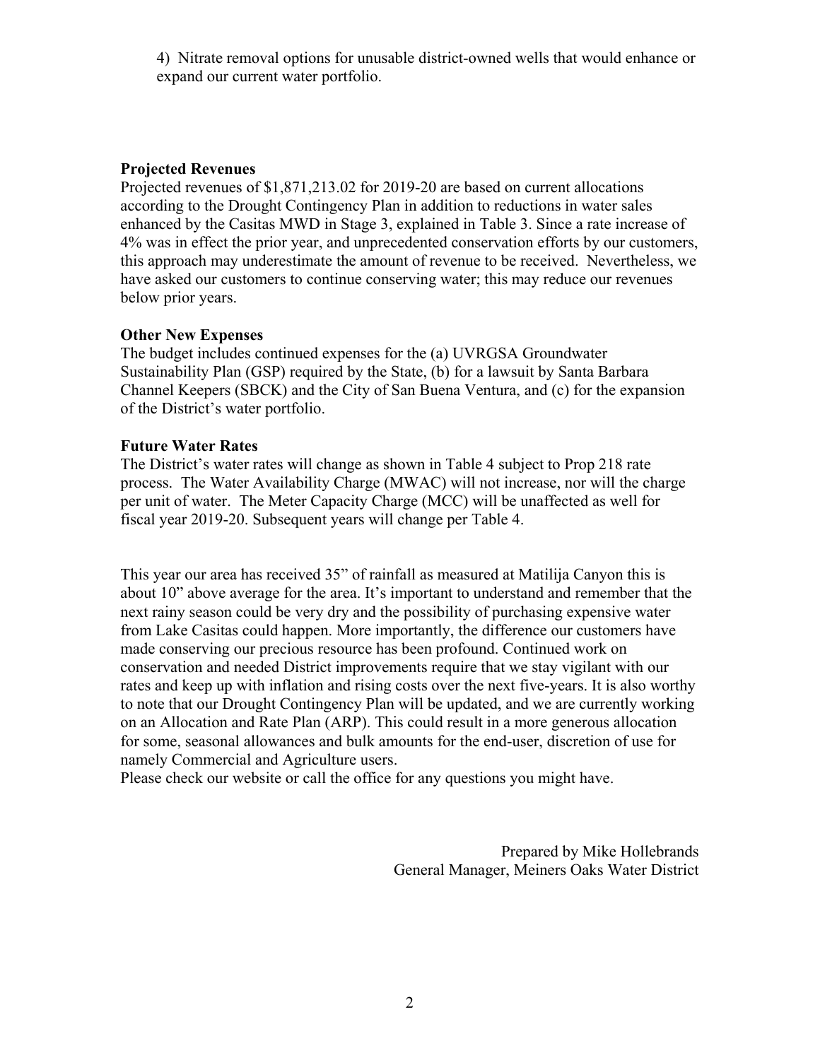4) Nitrate removal options for unusable district-owned wells that would enhance or expand our current water portfolio.

**Projected Revenues**

Projected revenues of $1,871,213.02 for 2019-20 are based on current allocations according to the Drought Contingency Plan in addition to reductions in water sales enhanced by the Casitas MWD in Stage 3, explained in Table 3. Since a rate increase of 4% was in effect the prior year, and unprecedented conservation efforts by our customers, this approach may underestimate the amount of revenue to be received. Nevertheless, we have asked our customers to continue conserving water; this may reduce our revenues below prior years.

**Other New Expenses**

The budget includes continued expenses for the (a) UVRGSA Groundwater Sustainability Plan (GSP) required by the State, (b) for a lawsuit by Santa Barbara Channel Keepers (SBCK) and the City of San Buena Ventura, and (c) for the expansion of the District's water portfolio.

**Future Water Rates**

The District's water rates will change as shown in Table 4 subject to Prop 218 rate process. The Water Availability Charge (MWAC) will not increase, nor will the charge per unit of water. The Meter Capacity Charge (MCC) will be unaffected as well for fiscal year 2019-20. Subsequent years will change per Table 4.

This year our area has received 35" of rainfall as measured at Matilija Canyon this is about 10" above average for the area. It's important to understand and remember that the next rainy season could be very dry and the possibility of purchasing expensive water from Lake Casitas could happen. More importantly, the difference our customers have made conserving our precious resource has been profound. Continued work on conservation and needed District improvements require that we stay vigilant with our rates and keep up with inflation and rising costs over the next five-years. It is also worthy to note that our Drought Contingency Plan will be updated, and we are currently working on an Allocation and Rate Plan (ARP). This could result in a more generous allocation for some, seasonal allowances and bulk amounts for the end-user, discretion of use for namely Commercial and Agriculture users.

Please check our website or call the office for any questions you might have.

Prepared by Mike Hollebrands
General Manager, Meiners Oaks Water District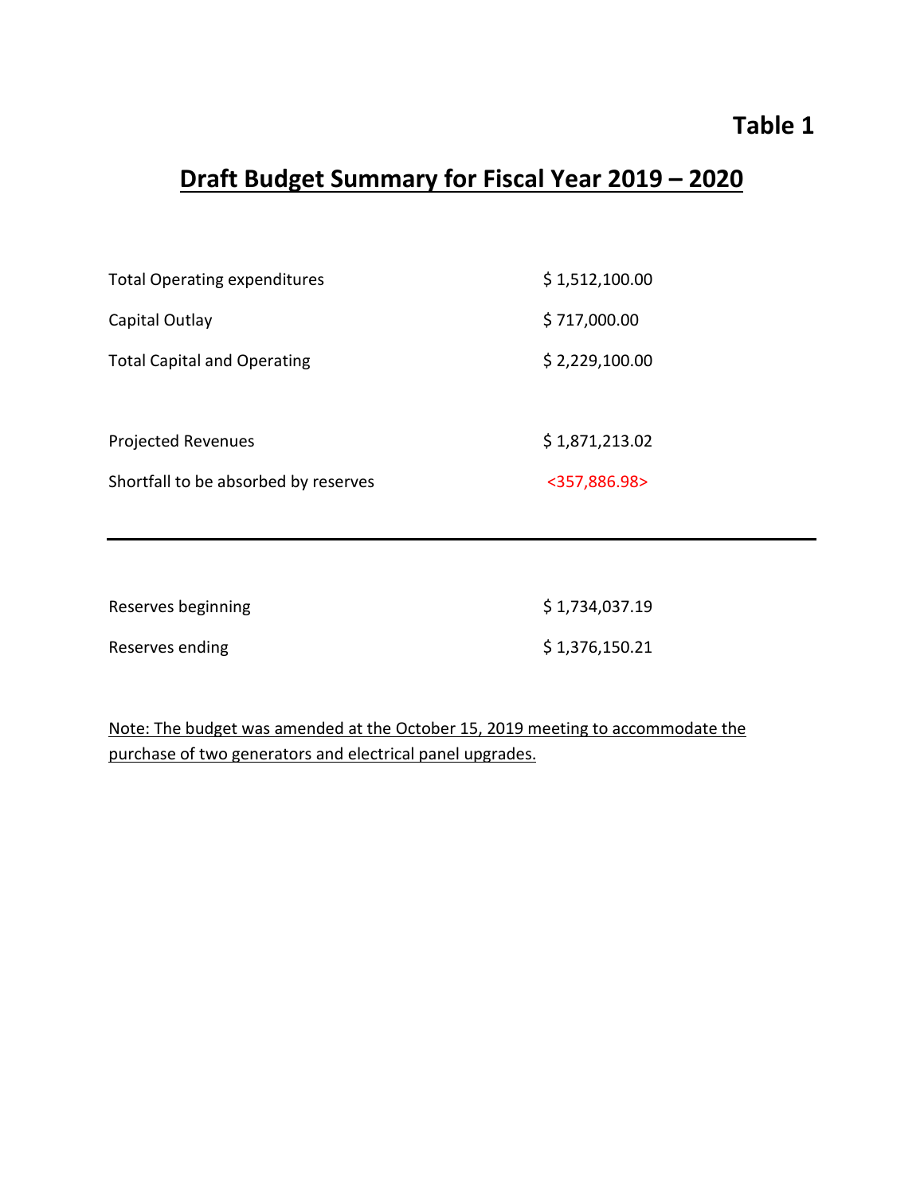**Table 1**

# Draft Budget Summary for Fiscal Year 2019 – 2020

| | |
|---|---|
| Total Operating expenditures | $ 1,512,100.00 |
| Capital Outlay | $ 717,000.00 |
| Total Capital and Operating | $ 2,229,100.00 |
| | |
| Projected Revenues | $ 1,871,213.02 |
| Shortfall to be absorbed by reserves | <357,886.98> |

---

| | |
|---|---|
| Reserves beginning | $ 1,734,037.19 |
| Reserves ending | $ 1,376,150.21 |

Note: The budget was amended at the October 15, 2019 meeting to accommodate the purchase of two generators and electrical panel upgrades.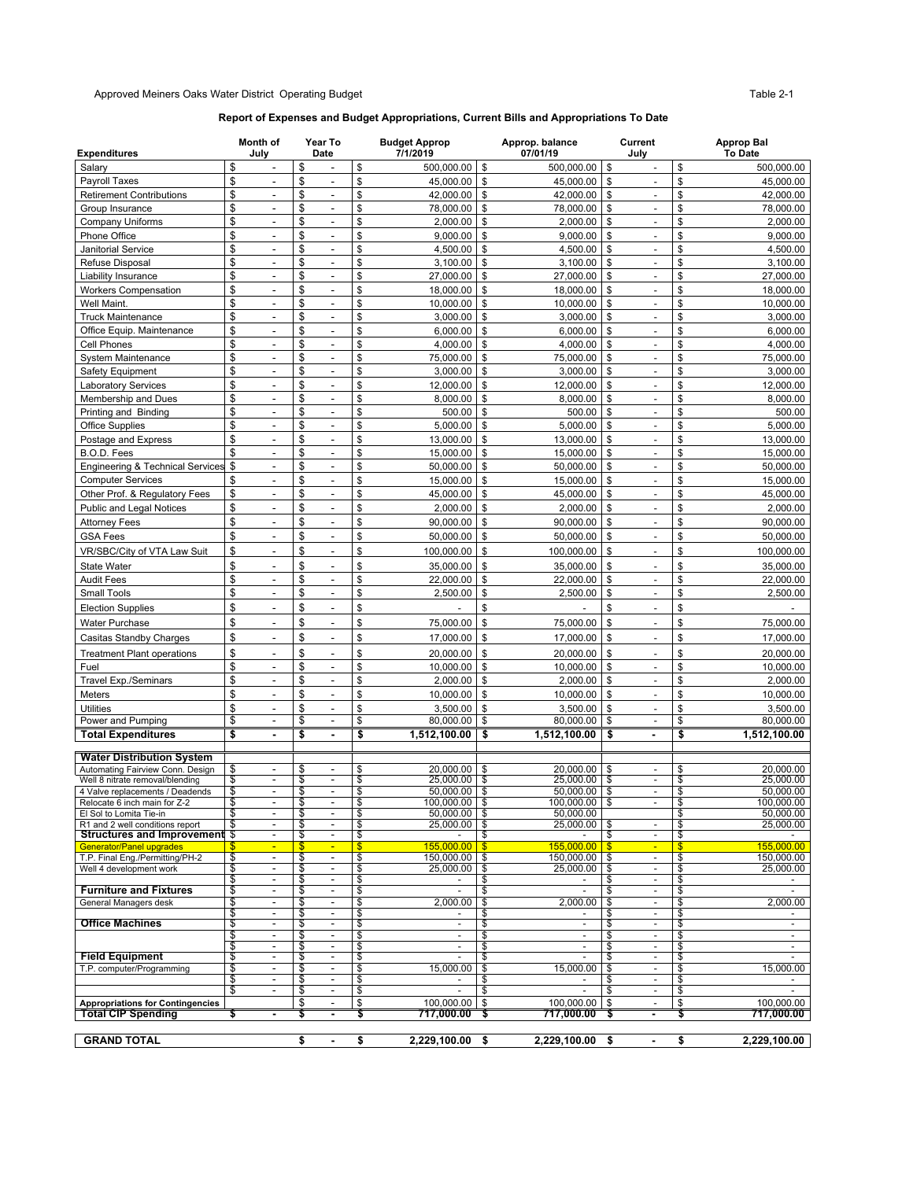Approved Meiners Oaks Water District Operating Budget

Table 2-1

**Report of Expenses and Budget Appropriations, Current Bills and Appropriations To Date**

| Expenditures | Month of July | Year To Date | Budget Approp 7/1/2019 | Approp. balance 07/01/19 | Current July | Approp Bal To Date |
|---|---|---|---|---|---|---|
| Salary | $ - | $ - | $ 500,000.00 | $ 500,000.00 | $ - | $ 500,000.00 |
| Payroll Taxes | $ - | $ - | $ 45,000.00 | $ 45,000.00 | $ - | $ 45,000.00 |
| Retirement Contributions | $ - | $ - | $ 42,000.00 | $ 42,000.00 | $ - | $ 42,000.00 |
| Group Insurance | $ - | $ - | $ 78,000.00 | $ 78,000.00 | $ - | $ 78,000.00 |
| Company Uniforms | $ - | $ - | $ 2,000.00 | $ 2,000.00 | $ - | $ 2,000.00 |
| Phone Office | $ - | $ - | $ 9,000.00 | $ 9,000.00 | $ - | $ 9,000.00 |
| Janitorial Service | $ - | $ - | $ 4,500.00 | $ 4,500.00 | $ - | $ 4,500.00 |
| Refuse Disposal | $ - | $ - | $ 3,100.00 | $ 3,100.00 | $ - | $ 3,100.00 |
| Liability Insurance | $ - | $ - | $ 27,000.00 | $ 27,000.00 | $ - | $ 27,000.00 |
| Workers Compensation | $ - | $ - | $ 18,000.00 | $ 18,000.00 | $ - | $ 18,000.00 |
| Well Maint. | $ - | $ - | $ 10,000.00 | $ 10,000.00 | $ - | $ 10,000.00 |
| Truck Maintenance | $ - | $ - | $ 3,000.00 | $ 3,000.00 | $ - | $ 3,000.00 |
| Office Equip. Maintenance | $ - | $ - | $ 6,000.00 | $ 6,000.00 | $ - | $ 6,000.00 |
| Cell Phones | $ - | $ - | $ 4,000.00 | $ 4,000.00 | $ - | $ 4,000.00 |
| System Maintenance | $ - | $ - | $ 75,000.00 | $ 75,000.00 | $ - | $ 75,000.00 |
| Safety Equipment | $ - | $ - | $ 3,000.00 | $ 3,000.00 | $ - | $ 3,000.00 |
| Laboratory Services | $ - | $ - | $ 12,000.00 | $ 12,000.00 | $ - | $ 12,000.00 |
| Membership and Dues | $ - | $ - | $ 8,000.00 | $ 8,000.00 | $ - | $ 8,000.00 |
| Printing and Binding | $ - | $ - | $ 500.00 | $ 500.00 | $ - | $ 500.00 |
| Office Supplies | $ - | $ - | $ 5,000.00 | $ 5,000.00 | $ - | $ 5,000.00 |
| Postage and Express | $ - | $ - | $ 13,000.00 | $ 13,000.00 | $ - | $ 13,000.00 |
| B.O.D. Fees | $ - | $ - | $ 15,000.00 | $ 15,000.00 | $ - | $ 15,000.00 |
| Engineering & Technical Services | $ - | $ - | $ 50,000.00 | $ 50,000.00 | $ - | $ 50,000.00 |
| Computer Services | $ - | $ - | $ 15,000.00 | $ 15,000.00 | $ - | $ 15,000.00 |
| Other Prof. & Regulatory Fees | $ - | $ - | $ 45,000.00 | $ 45,000.00 | $ - | $ 45,000.00 |
| Public and Legal Notices | $ - | $ - | $ 2,000.00 | $ 2,000.00 | $ - | $ 2,000.00 |
| Attorney Fees | $ - | $ - | $ 90,000.00 | $ 90,000.00 | $ - | $ 90,000.00 |
| GSA Fees | $ - | $ - | $ 50,000.00 | $ 50,000.00 | $ - | $ 50,000.00 |
| VR/SBC/City of VTA Law Suit | $ - | $ - | $ 100,000.00 | $ 100,000.00 | $ - | $ 100,000.00 |
| State Water | $ - | $ - | $ 35,000.00 | $ 35,000.00 | $ - | $ 35,000.00 |
| Audit Fees | $ - | $ - | $ 22,000.00 | $ 22,000.00 | $ - | $ 22,000.00 |
| Small Tools | $ - | $ - | $ 2,500.00 | $ 2,500.00 | $ - | $ 2,500.00 |
| Election Supplies | $ - | $ - | $ - | $ - | $ - | $ - |
| Water Purchase | $ - | $ - | $ 75,000.00 | $ 75,000.00 | $ - | $ 75,000.00 |
| Casitas Standby Charges | $ - | $ - | $ 17,000.00 | $ 17,000.00 | $ - | $ 17,000.00 |
| Treatment Plant operations | $ - | $ - | $ 20,000.00 | $ 20,000.00 | $ - | $ 20,000.00 |
| Fuel | $ - | $ - | $ 10,000.00 | $ 10,000.00 | $ - | $ 10,000.00 |
| Travel Exp./Seminars | $ - | $ - | $ 2,000.00 | $ 2,000.00 | $ - | $ 2,000.00 |
| Meters | $ - | $ - | $ 10,000.00 | $ 10,000.00 | $ - | $ 10,000.00 |
| Utilities | $ - | $ - | $ 3,500.00 | $ 3,500.00 | $ - | $ 3,500.00 |
| Power and Pumping | $ - | $ - | $ 80,000.00 | $ 80,000.00 | $ - | $ 80,000.00 |
| **Total Expenditures** | **$ -** | **$ -** | **$ 1,512,100.00** | **$ 1,512,100.00** | **$ -** | **$ 1,512,100.00** |
| | | | | | | |
| **Water Distribution System** | | | | | | |
| Automating Fairview Conn. Design | $ - | $ - | $ 20,000.00 | $ 20,000.00 | $ - | $ 20,000.00 |
| Well 8 nitrate removal/blending | $ - | $ - | $ 25,000.00 | $ 25,000.00 | $ - | $ 25,000.00 |
| 4 Valve replacements / Deadends | $ - | $ - | $ 50,000.00 | $ 50,000.00 | $ - | $ 50,000.00 |
| Relocate 6 inch main for Z-2 | $ - | $ - | $ 100,000.00 | $ 100,000.00 | $ - | $ 100,000.00 |
| El Sol to Lomita Tie-in | $ - | $ - | $ 50,000.00 | $ 50,000.00 | | $ 50,000.00 |
| R1 and 2 well conditions report | $ - | $ - | $ 25,000.00 | $ 25,000.00 | $ - | $ 25,000.00 |
| **Structures and Improvement** | $ - | $ - | $ - | $ - | $ - | $ - |
| Generator/Panel upgrades | $ - | $ - | $ 155,000.00 | $ 155,000.00 | $ - | $ 155,000.00 |
| T.P. Final Eng./Permitting/PH-2 | $ - | $ - | $ 150,000.00 | $ 150,000.00 | $ - | $ 150,000.00 |
| Well 4 development work | $ - | $ - | $ 25,000.00 | $ 25,000.00 | $ - | $ 25,000.00 |
| | $ - | $ - | $ - | $ - | $ - | $ - |
| **Furniture and Fixtures** | $ - | $ - | $ - | $ - | $ - | $ - |
| General Managers desk | $ - | $ - | $ 2,000.00 | $ 2,000.00 | $ - | $ 2,000.00 |
| | $ - | $ - | $ - | $ - | $ - | $ - |
| **Office Machines** | $ - | $ - | $ - | $ - | $ - | $ - |
| | $ - | $ - | $ - | $ - | $ - | $ - |
| | $ - | $ - | $ - | $ - | $ - | $ - |
| **Field Equipment** | $ - | $ - | $ - | $ - | $ - | $ - |
| T.P. computer/Programming | $ - | $ - | $ 15,000.00 | $ 15,000.00 | $ - | $ 15,000.00 |
| | $ - | $ - | $ - | $ - | $ - | $ - |
| | $ - | $ - | $ - | $ - | $ - | $ - |
| **Appropriations for Contingencies** | | $ - | $ 100,000.00 | $ 100,000.00 | $ - | $ 100,000.00 |
| **Total CIP Spending** | **$ -** | **$ -** | **$ 717,000.00** | **$ 717,000.00** | **$ -** | **$ 717,000.00** |
| | | | | | | |
| **GRAND TOTAL** | | **$ -** | **$ 2,229,100.00** | **$ 2,229,100.00** | **$ -** | **$ 2,229,100.00** |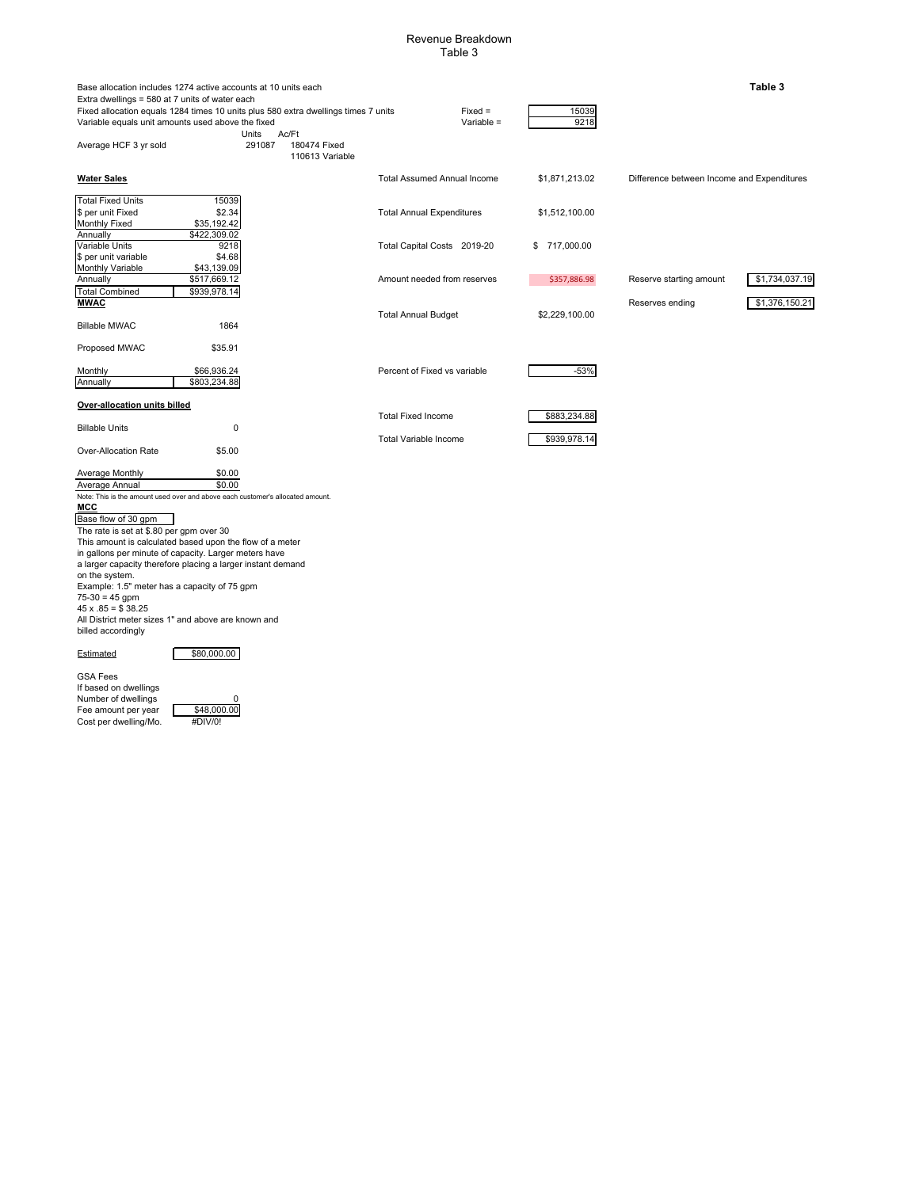# Revenue Breakdown

## Table 3

**Table 3**

Base allocation includes 1274 active accounts at 10 units each
Extra dwellings = 580 at 7 units of water each
Fixed allocation equals 1284 times 10 units plus 580 extra dwellings times 7 units
Variable equals unit amounts used above the fixed

| | | |
|---|---|---|
| Fixed = | | 15039 |
| Variable = | | 9218 |

| | Units | Ac/Ft |
|---|---|---|
| Average HCF 3 yr sold | 291087 | 180474 Fixed |
| | | 110613 Variable |

**Water Sales**

| | |
|---|---|
| Total Fixed Units | 15039 |
| $ per unit Fixed | $2.34 |
| Monthly Fixed | $35,192.42 |
| Annually | $422,309.02 |
| Variable Units | 9218 |
| $ per unit variable | $4.68 |
| Monthly Variable | $43,139.09 |
| Annually | $517,669.12 |
| Total Combined | $939,978.14 |

| | | | |
|---|---|---|---|
| Total Assumed Annual Income | $1,871,213.02 | Difference between Income and Expenditures | |
| Total Annual Expenditures | $1,512,100.00 | | |
| Total Capital Costs 2019-20 | $ 717,000.00 | | |
| Amount needed from reserves | $357,886.98 | Reserve starting amount | $1,734,037.19 |
| | | Reserves ending | $1,376,150.21 |
| Total Annual Budget | $2,229,100.00 | | |
| Percent of Fixed vs variable | -53% | | |
| Total Fixed Income | $883,234.88 | | |
| Total Variable Income | $939,978.14 | | |

**MWAC**

| | |
|---|---|
| Billable MWAC | 1864 |
| Proposed MWAC | $35.91 |
| Monthly | $66,936.24 |
| Annually | $803,234.88 |

**Over-allocation units billed**

| | |
|---|---|
| Billable Units | 0 |
| Over-Allocation Rate | $5.00 |
| Average Monthly | $0.00 |
| Average Annual | $0.00 |

Note: This is the amount used over and above each customer's allocated amount.

**MCC**

Base flow of 30 gpm
The rate is set at $.80 per gpm over 30
This amount is calculated based upon the flow of a meter in gallons per minute of capacity. Larger meters have a larger capacity therefore placing a larger instant demand on the system.
Example: 1.5" meter has a capacity of 75 gpm
75-30 = 45 gpm
45 x .85 = $ 38.25
All District meter sizes 1" and above are known and billed accordingly

| | |
|---|---|
| Estimated | $80,000.00 |

GSA Fees
If based on dwellings

| | |
|---|---|
| Number of dwellings | 0 |
| Fee amount per year | $48,000.00 |
| Cost per dwelling/Mo. | #DIV/0! |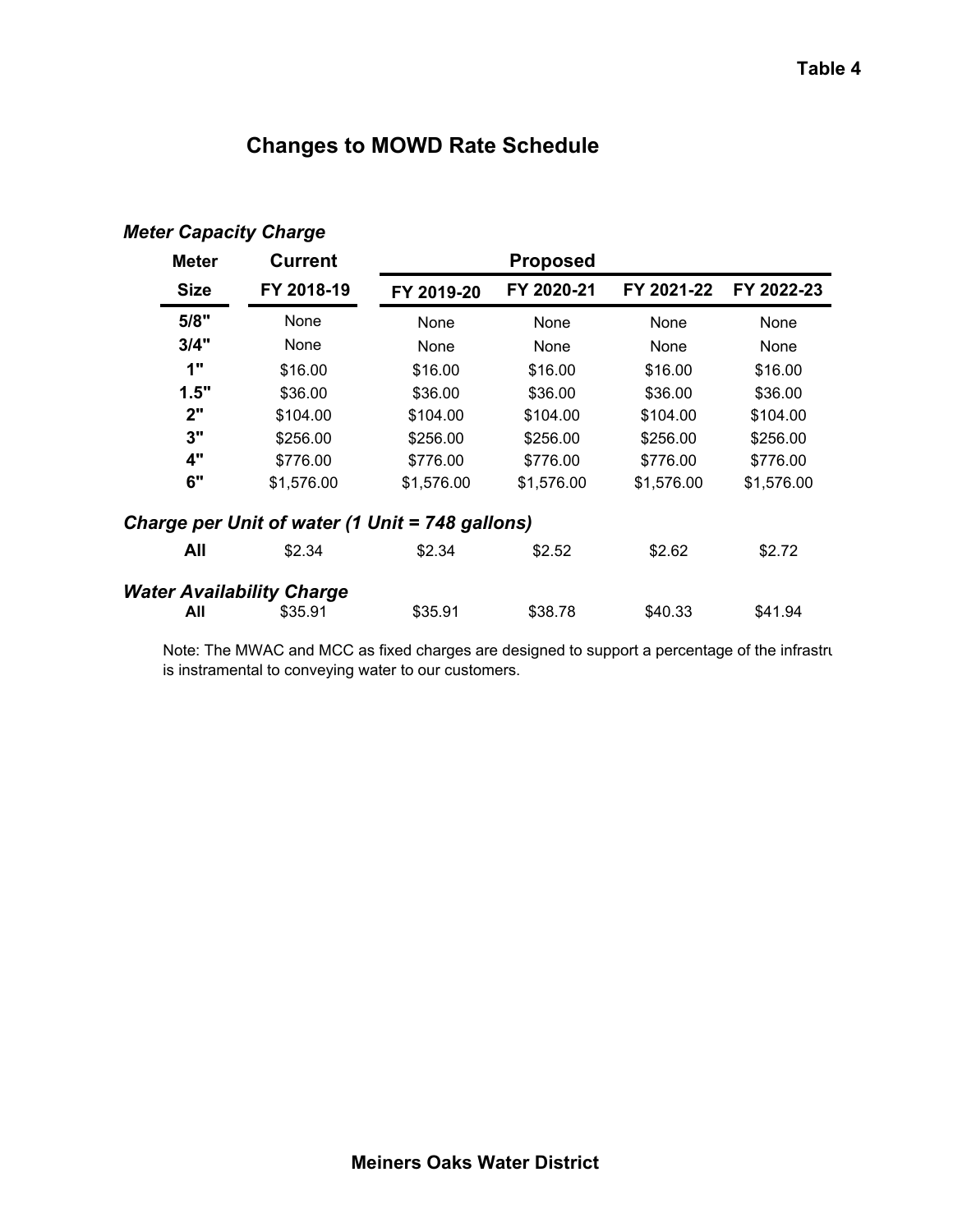Table 4

# Changes to MOWD Rate Schedule

***Meter Capacity Charge***

| Meter | Current | Proposed | | | |
|---|---|---|---|---|---|
| Size | FY 2018-19 | FY 2019-20 | FY 2020-21 | FY 2021-22 | FY 2022-23 |
| 5/8" | None | None | None | None | None |
| 3/4" | None | None | None | None | None |
| 1" | $16.00 | $16.00 | $16.00 | $16.00 | $16.00 |
| 1.5" | $36.00 | $36.00 | $36.00 | $36.00 | $36.00 |
| 2" | $104.00 | $104.00 | $104.00 | $104.00 | $104.00 |
| 3" | $256.00 | $256.00 | $256.00 | $256.00 | $256.00 |
| 4" | $776.00 | $776.00 | $776.00 | $776.00 | $776.00 |
| 6" | $1,576.00 | $1,576.00 | $1,576.00 | $1,576.00 | $1,576.00 |
| ***Charge per Unit of water (1 Unit = 748 gallons)*** | | | | | |
| All | $2.34 | $2.34 | $2.52 | $2.62 | $2.72 |
| ***Water Availability Charge*** | | | | | |
| All | $35.91 | $35.91 | $38.78 | $40.33 | $41.94 |

Note: The MWAC and MCC as fixed charges are designed to support a percentage of the infrastru is instramental to conveying water to our customers.

**Meiners Oaks Water District**